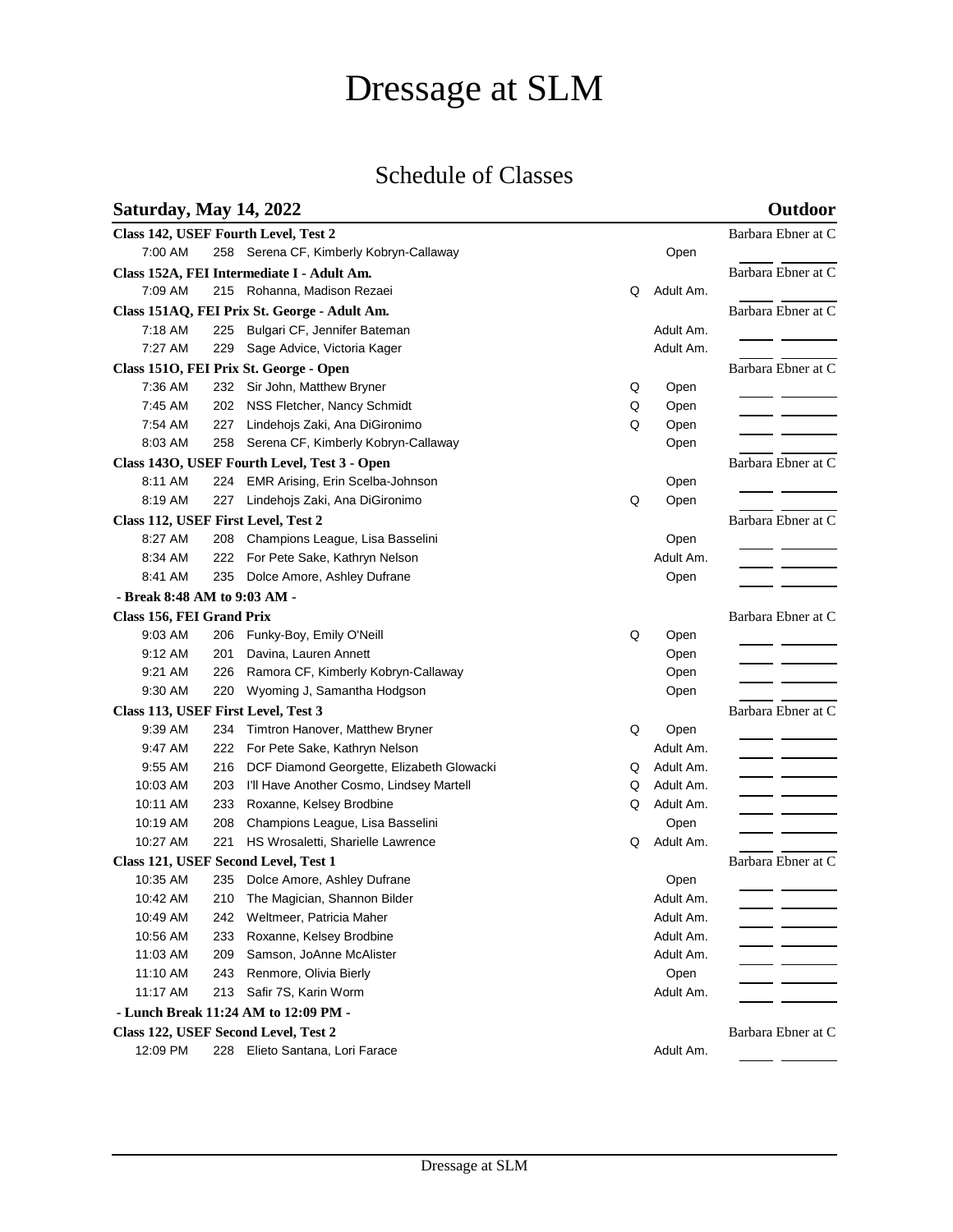# Dressage at SLM

## Schedule of Classes

**Saturday, May 14, 2022** — **Outdoor**

| Time | No. | Horse, Rider | Q | Division | Judge |
|---|---|---|---|---|---|
| **Class 142, USEF Fourth Level, Test 2** | | | | | Barbara Ebner at C |
| 7:00 AM | 258 | Serena CF, Kimberly Kobryn-Callaway | | Open | |
| **Class 152A, FEI Intermediate I - Adult Am.** | | | | | Barbara Ebner at C |
| 7:09 AM | 215 | Rohanna, Madison Rezaei | Q | Adult Am. | |
| **Class 151AQ, FEI Prix St. George - Adult Am.** | | | | | Barbara Ebner at C |
| 7:18 AM | 225 | Bulgari CF, Jennifer Bateman | | Adult Am. | |
| 7:27 AM | 229 | Sage Advice, Victoria Kager | | Adult Am. | |
| **Class 151O, FEI Prix St. George - Open** | | | | | Barbara Ebner at C |
| 7:36 AM | 232 | Sir John, Matthew Bryner | Q | Open | |
| 7:45 AM | 202 | NSS Fletcher, Nancy Schmidt | Q | Open | |
| 7:54 AM | 227 | Lindehojs Zaki, Ana DiGironimo | Q | Open | |
| 8:03 AM | 258 | Serena CF, Kimberly Kobryn-Callaway | | Open | |
| **Class 143O, USEF Fourth Level, Test 3 - Open** | | | | | Barbara Ebner at C |
| 8:11 AM | 224 | EMR Arising, Erin Scelba-Johnson | | Open | |
| 8:19 AM | 227 | Lindehojs Zaki, Ana DiGironimo | Q | Open | |
| **Class 112, USEF First Level, Test 2** | | | | | Barbara Ebner at C |
| 8:27 AM | 208 | Champions League, Lisa Basselini | | Open | |
| 8:34 AM | 222 | For Pete Sake, Kathryn Nelson | | Adult Am. | |
| 8:41 AM | 235 | Dolce Amore, Ashley Dufrane | | Open | |
| **- Break 8:48 AM to 9:03 AM -** | | | | | |
| **Class 156, FEI Grand Prix** | | | | | Barbara Ebner at C |
| 9:03 AM | 206 | Funky-Boy, Emily O'Neill | Q | Open | |
| 9:12 AM | 201 | Davina, Lauren Annett | | Open | |
| 9:21 AM | 226 | Ramora CF, Kimberly Kobryn-Callaway | | Open | |
| 9:30 AM | 220 | Wyoming J, Samantha Hodgson | | Open | |
| **Class 113, USEF First Level, Test 3** | | | | | Barbara Ebner at C |
| 9:39 AM | 234 | Timtron Hanover, Matthew Bryner | Q | Open | |
| 9:47 AM | 222 | For Pete Sake, Kathryn Nelson | | Adult Am. | |
| 9:55 AM | 216 | DCF Diamond Georgette, Elizabeth Glowacki | Q | Adult Am. | |
| 10:03 AM | 203 | I'll Have Another Cosmo, Lindsey Martell | Q | Adult Am. | |
| 10:11 AM | 233 | Roxanne, Kelsey Brodbine | Q | Adult Am. | |
| 10:19 AM | 208 | Champions League, Lisa Basselini | | Open | |
| 10:27 AM | 221 | HS Wrosaletti, Sharielle Lawrence | Q | Adult Am. | |
| **Class 121, USEF Second Level, Test 1** | | | | | Barbara Ebner at C |
| 10:35 AM | 235 | Dolce Amore, Ashley Dufrane | | Open | |
| 10:42 AM | 210 | The Magician, Shannon Bilder | | Adult Am. | |
| 10:49 AM | 242 | Weltmeer, Patricia Maher | | Adult Am. | |
| 10:56 AM | 233 | Roxanne, Kelsey Brodbine | | Adult Am. | |
| 11:03 AM | 209 | Samson, JoAnne McAlister | | Adult Am. | |
| 11:10 AM | 243 | Renmore, Olivia Bierly | | Open | |
| 11:17 AM | 213 | Safir 7S, Karin Worm | | Adult Am. | |
| **- Lunch Break 11:24 AM to 12:09 PM -** | | | | | |
| **Class 122, USEF Second Level, Test 2** | | | | | Barbara Ebner at C |
| 12:09 PM | 228 | Elieto Santana, Lori Farace | | Adult Am. | |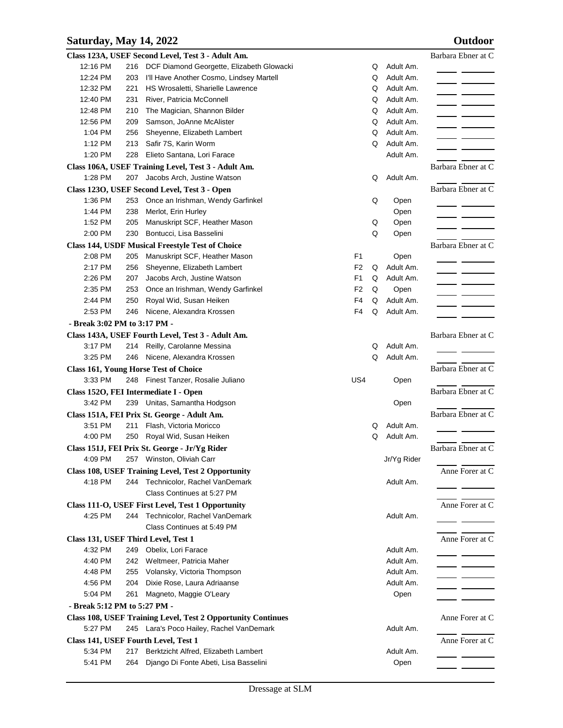**Saturday, May 14, 2022** **Outdoor**

**Class 123A, USEF Second Level, Test 3 - Adult Am.** — Barbara Ebner at C

| Time | No. | Horse, Rider | | Q | Division |
|---|---|---|---|---|---|
| 12:16 PM | 216 | DCF Diamond Georgette, Elizabeth Glowacki | | Q | Adult Am. |
| 12:24 PM | 203 | I'll Have Another Cosmo, Lindsey Martell | | Q | Adult Am. |
| 12:32 PM | 221 | HS Wrosaletti, Sharielle Lawrence | | Q | Adult Am. |
| 12:40 PM | 231 | River, Patricia McConnell | | Q | Adult Am. |
| 12:48 PM | 210 | The Magician, Shannon Bilder | | Q | Adult Am. |
| 12:56 PM | 209 | Samson, JoAnne McAlister | | Q | Adult Am. |
| 1:04 PM | 256 | Sheyenne, Elizabeth Lambert | | Q | Adult Am. |
| 1:12 PM | 213 | Safir 7S, Karin Worm | | Q | Adult Am. |
| 1:20 PM | 228 | Elieto Santana, Lori Farace | | | Adult Am. |

**Class 106A, USEF Training Level, Test 3 - Adult Am.** — Barbara Ebner at C

| Time | No. | Horse, Rider | | Q | Division |
|---|---|---|---|---|---|
| 1:28 PM | 207 | Jacobs Arch, Justine Watson | | Q | Adult Am. |

**Class 123O, USEF Second Level, Test 3 - Open** — Barbara Ebner at C

| Time | No. | Horse, Rider | | Q | Division |
|---|---|---|---|---|---|
| 1:36 PM | 253 | Once an Irishman, Wendy Garfinkel | | Q | Open |
| 1:44 PM | 238 | Merlot, Erin Hurley | | | Open |
| 1:52 PM | 205 | Manuskript SCF, Heather Mason | | Q | Open |
| 2:00 PM | 230 | Bontucci, Lisa Basselini | | Q | Open |

**Class 144, USDF Musical Freestyle Test of Choice** — Barbara Ebner at C

| Time | No. | Horse, Rider | Test | Q | Division |
|---|---|---|---|---|---|
| 2:08 PM | 205 | Manuskript SCF, Heather Mason | F1 | | Open |
| 2:17 PM | 256 | Sheyenne, Elizabeth Lambert | F2 | Q | Adult Am. |
| 2:26 PM | 207 | Jacobs Arch, Justine Watson | F1 | Q | Adult Am. |
| 2:35 PM | 253 | Once an Irishman, Wendy Garfinkel | F2 | Q | Open |
| 2:44 PM | 250 | Royal Wid, Susan Heiken | F4 | Q | Adult Am. |
| 2:53 PM | 246 | Nicene, Alexandra Krossen | F4 | Q | Adult Am. |

**- Break 3:02 PM to 3:17 PM -**

**Class 143A, USEF Fourth Level, Test 3 - Adult Am.** — Barbara Ebner at C

| Time | No. | Horse, Rider | | Q | Division |
|---|---|---|---|---|---|
| 3:17 PM | 214 | Reilly, Carolanne Messina | | Q | Adult Am. |
| 3:25 PM | 246 | Nicene, Alexandra Krossen | | Q | Adult Am. |

**Class 161, Young Horse Test of Choice** — Barbara Ebner at C

| Time | No. | Horse, Rider | Test | Q | Division |
|---|---|---|---|---|---|
| 3:33 PM | 248 | Finest Tanzer, Rosalie Juliano | US4 | | Open |

**Class 152O, FEI Intermediate I - Open** — Barbara Ebner at C

| Time | No. | Horse, Rider | | Q | Division |
|---|---|---|---|---|---|
| 3:42 PM | 239 | Unitas, Samantha Hodgson | | | Open |

**Class 151A, FEI Prix St. George - Adult Am.** — Barbara Ebner at C

| Time | No. | Horse, Rider | | Q | Division |
|---|---|---|---|---|---|
| 3:51 PM | 211 | Flash, Victoria Moricco | | Q | Adult Am. |
| 4:00 PM | 250 | Royal Wid, Susan Heiken | | Q | Adult Am. |

**Class 151J, FEI Prix St. George - Jr/Yg Rider** — Barbara Ebner at C

| Time | No. | Horse, Rider | | Q | Division |
|---|---|---|---|---|---|
| 4:09 PM | 257 | Winston, Oliviah Carr | | | Jr/Yg Rider |

**Class 108, USEF Training Level, Test 2 Opportunity** — Anne Forer at C

| Time | No. | Horse, Rider | | Q | Division |
|---|---|---|---|---|---|
| 4:18 PM | 244 | Technicolor, Rachel VanDemark | | | Adult Am. |
| | | Class Continues at 5:27 PM | | | |

**Class 111-O, USEF First Level, Test 1 Opportunity** — Anne Forer at C

| Time | No. | Horse, Rider | | Q | Division |
|---|---|---|---|---|---|
| 4:25 PM | 244 | Technicolor, Rachel VanDemark | | | Adult Am. |
| | | Class Continues at 5:49 PM | | | |

**Class 131, USEF Third Level, Test 1** — Anne Forer at C

| Time | No. | Horse, Rider | | Q | Division |
|---|---|---|---|---|---|
| 4:32 PM | 249 | Obelix, Lori Farace | | | Adult Am. |
| 4:40 PM | 242 | Weltmeer, Patricia Maher | | | Adult Am. |
| 4:48 PM | 255 | Volansky, Victoria Thompson | | | Adult Am. |
| 4:56 PM | 204 | Dixie Rose, Laura Adriaanse | | | Adult Am. |
| 5:04 PM | 261 | Magneto, Maggie O'Leary | | | Open |

**- Break 5:12 PM to 5:27 PM -**

**Class 108, USEF Training Level, Test 2 Opportunity Continues** — Anne Forer at C

| Time | No. | Horse, Rider | | Q | Division |
|---|---|---|---|---|---|
| 5:27 PM | 245 | Lara's Poco Hailey, Rachel VanDemark | | | Adult Am. |

**Class 141, USEF Fourth Level, Test 1** — Anne Forer at C

| Time | No. | Horse, Rider | | Q | Division |
|---|---|---|---|---|---|
| 5:34 PM | 217 | Berktzicht Alfred, Elizabeth Lambert | | | Adult Am. |
| 5:41 PM | 264 | Django Di Fonte Abeti, Lisa Basselini | | | Open |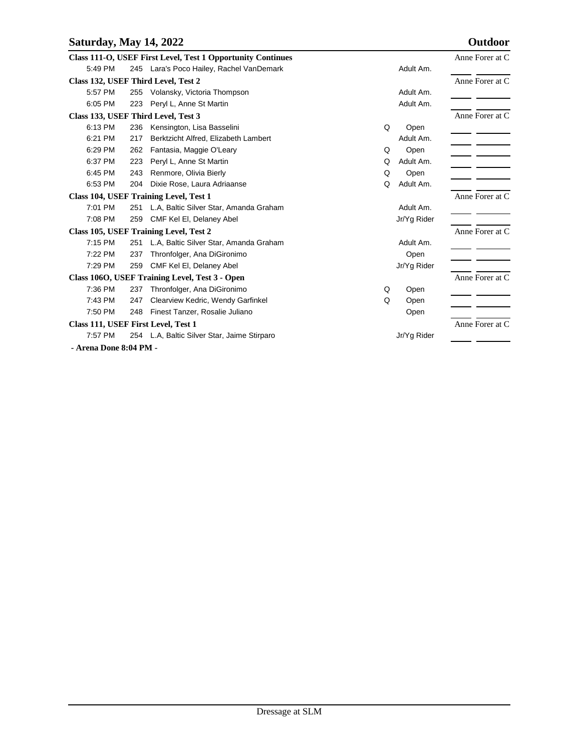## Saturday, May 14, 2022 — Outdoor

**Class 111-O, USEF First Level, Test 1 Opportunity Continues** — Anne Forer at C

| Time | No. | Horse, Rider | Q | Division |
|---|---|---|---|---|
| 5:49 PM | 245 | Lara's Poco Hailey, Rachel VanDemark | | Adult Am. |

**Class 132, USEF Third Level, Test 2** — Anne Forer at C

| Time | No. | Horse, Rider | Q | Division |
|---|---|---|---|---|
| 5:57 PM | 255 | Volansky, Victoria Thompson | | Adult Am. |
| 6:05 PM | 223 | Peryl L, Anne St Martin | | Adult Am. |

**Class 133, USEF Third Level, Test 3** — Anne Forer at C

| Time | No. | Horse, Rider | Q | Division |
|---|---|---|---|---|
| 6:13 PM | 236 | Kensington, Lisa Basselini | Q | Open |
| 6:21 PM | 217 | Berktzicht Alfred, Elizabeth Lambert | | Adult Am. |
| 6:29 PM | 262 | Fantasia, Maggie O'Leary | Q | Open |
| 6:37 PM | 223 | Peryl L, Anne St Martin | Q | Adult Am. |
| 6:45 PM | 243 | Renmore, Olivia Bierly | Q | Open |
| 6:53 PM | 204 | Dixie Rose, Laura Adriaanse | Q | Adult Am. |

**Class 104, USEF Training Level, Test 1** — Anne Forer at C

| Time | No. | Horse, Rider | Q | Division |
|---|---|---|---|---|
| 7:01 PM | 251 | L.A, Baltic Silver Star, Amanda Graham | | Adult Am. |
| 7:08 PM | 259 | CMF Kel El, Delaney Abel | | Jr/Yg Rider |

**Class 105, USEF Training Level, Test 2** — Anne Forer at C

| Time | No. | Horse, Rider | Q | Division |
|---|---|---|---|---|
| 7:15 PM | 251 | L.A, Baltic Silver Star, Amanda Graham | | Adult Am. |
| 7:22 PM | 237 | Thronfolger, Ana DiGironimo | | Open |
| 7:29 PM | 259 | CMF Kel El, Delaney Abel | | Jr/Yg Rider |

**Class 106O, USEF Training Level, Test 3 - Open** — Anne Forer at C

| Time | No. | Horse, Rider | Q | Division |
|---|---|---|---|---|
| 7:36 PM | 237 | Thronfolger, Ana DiGironimo | Q | Open |
| 7:43 PM | 247 | Clearview Kedric, Wendy Garfinkel | Q | Open |
| 7:50 PM | 248 | Finest Tanzer, Rosalie Juliano | | Open |

**Class 111, USEF First Level, Test 1** — Anne Forer at C

| Time | No. | Horse, Rider | Q | Division |
|---|---|---|---|---|
| 7:57 PM | 254 | L.A, Baltic Silver Star, Jaime Stirparo | | Jr/Yg Rider |

**- Arena Done 8:04 PM -**